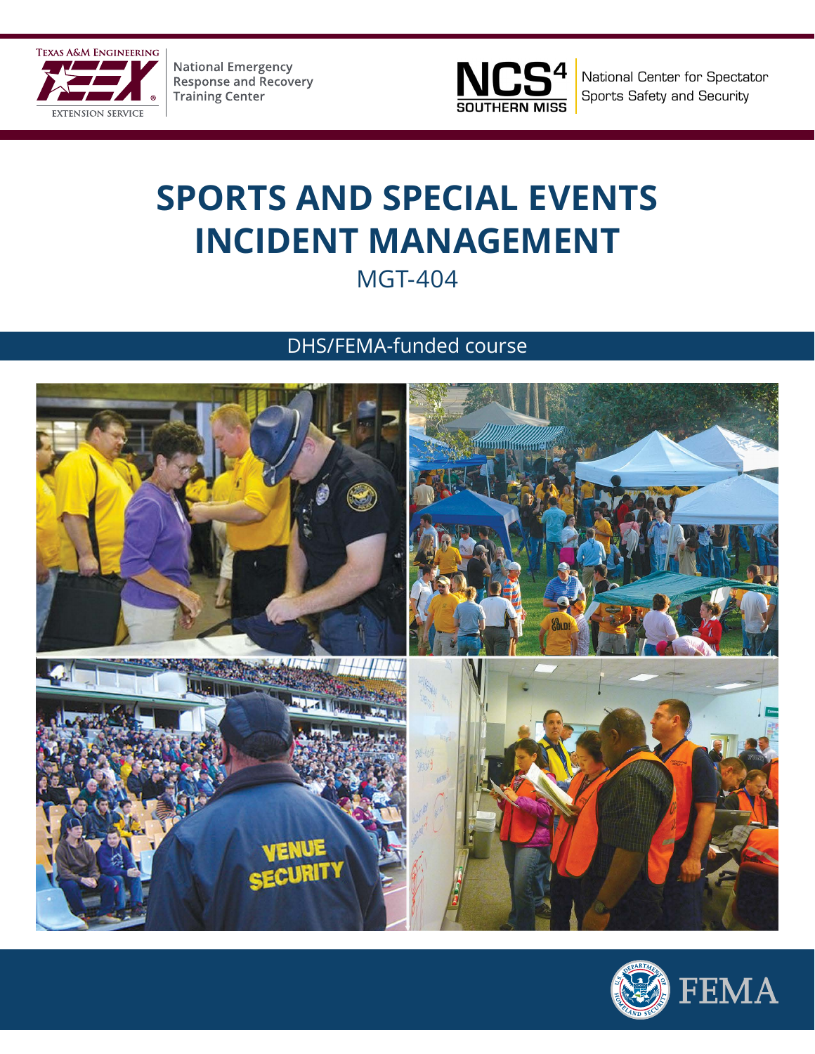Texas A&M Engineering Extension Service

National Emergency Response and Recovery Training Center

NCS4 Southern Miss

National Center for Spectator Sports Safety and Security

# SPORTS AND SPECIAL EVENTS INCIDENT MANAGEMENT

## MGT-404

DHS/FEMA-funded course

FEMA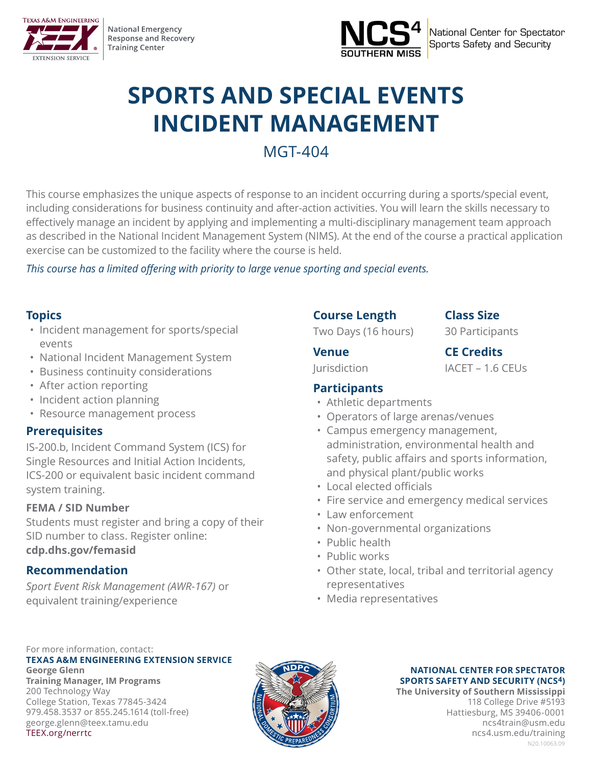Texas A&M Engineering TEEX Extension Service

National Emergency Response and Recovery Training Center

NCS4 Southern Miss

National Center for Spectator Sports Safety and Security

# SPORTS AND SPECIAL EVENTS INCIDENT MANAGEMENT

## MGT-404

This course emphasizes the unique aspects of response to an incident occurring during a sports/special event, including considerations for business continuity and after-action activities. You will learn the skills necessary to effectively manage an incident by applying and implementing a multi-disciplinary management team approach as described in the National Incident Management System (NIMS). At the end of the course a practical application exercise can be customized to the facility where the course is held.

*This course has a limited offering with priority to large venue sporting and special events.*

### Topics

- Incident management for sports/special events
- National Incident Management System
- Business continuity considerations
- After action reporting
- Incident action planning
- Resource management process

### Prerequisites

IS-200.b, Incident Command System (ICS) for Single Resources and Initial Action Incidents, ICS-200 or equivalent basic incident command system training.

#### FEMA / SID Number

Students must register and bring a copy of their SID number to class. Register online: **cdp.dhs.gov/femasid**

### Recommendation

*Sport Event Risk Management (AWR-167)* or equivalent training/experience

### Course Length

Two Days (16 hours)

### Class Size

30 Participants

### Venue

Jurisdiction

### CE Credits

IACET – 1.6 CEUs

### Participants

- Athletic departments
- Operators of large arenas/venues
- Campus emergency management, administration, environmental health and safety, public affairs and sports information, and physical plant/public works
- Local elected officials
- Fire service and emergency medical services
- Law enforcement
- Non-governmental organizations
- Public health
- Public works
- Other state, local, tribal and territorial agency representatives
- Media representatives

For more information, contact:
**TEXAS A&M ENGINEERING EXTENSION SERVICE**
**George Glenn**
**Training Manager, IM Programs**
200 Technology Way
College Station, Texas 77845-3424
979.458.3537 or 855.245.1614 (toll-free)
george.glenn@teex.tamu.edu
TEEX.org/nerrtc

**NATIONAL CENTER FOR SPECTATOR SPORTS SAFETY AND SECURITY (NCS4)**
**The University of Southern Mississippi**
118 College Drive #5193
Hattiesburg, MS 39406-0001
ncs4train@usm.edu
ncs4.usm.edu/training

N20.10063.09